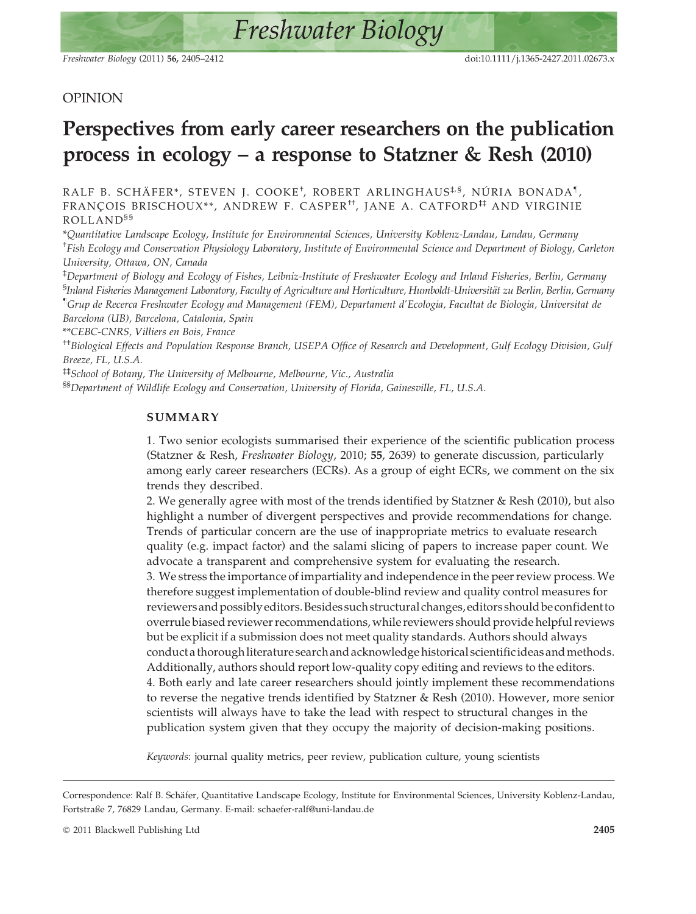OPINION

# Perspectives from early career researchers on the publication process in ecology – a response to Statzner & Resh (2010)

RALF B. SCHÄFER[*], STEVEN J. COOKE[†], ROBERT ARLINGHAUS[‡,§], NÚRIA BONADA[¶], FRANÇOIS BRISCHOUX[**], ANDREW F. CASPER[††], JANE A. CATFORD[‡‡] AND VIRGINIE ROLLAND[§§]

[*]*Quantitative Landscape Ecology, Institute for Environmental Sciences, University Koblenz-Landau, Landau, Germany*
[†]*Fish Ecology and Conservation Physiology Laboratory, Institute of Environmental Science and Department of Biology, Carleton University, Ottawa, ON, Canada*
[‡]*Department of Biology and Ecology of Fishes, Leibniz-Institute of Freshwater Ecology and Inland Fisheries, Berlin, Germany*
[§]*Inland Fisheries Management Laboratory, Faculty of Agriculture and Horticulture, Humboldt-Universität zu Berlin, Berlin, Germany*
[¶]*Grup de Recerca Freshwater Ecology and Management (FEM), Departament d'Ecologia, Facultat de Biologia, Universitat de Barcelona (UB), Barcelona, Catalonia, Spain*
[**]*CEBC-CNRS, Villiers en Bois, France*
[††]*Biological Effects and Population Response Branch, USEPA Office of Research and Development, Gulf Ecology Division, Gulf Breeze, FL, U.S.A.*
[‡‡]*School of Botany, The University of Melbourne, Melbourne, Vic., Australia*
[§§]*Department of Wildlife Ecology and Conservation, University of Florida, Gainesville, FL, U.S.A.*

## SUMMARY

1. Two senior ecologists summarised their experience of the scientific publication process (Statzner & Resh, *Freshwater Biology*, 2010; **55**, 2639) to generate discussion, particularly among early career researchers (ECRs). As a group of eight ECRs, we comment on the six trends they described.

2. We generally agree with most of the trends identified by Statzner & Resh (2010), but also highlight a number of divergent perspectives and provide recommendations for change. Trends of particular concern are the use of inappropriate metrics to evaluate research quality (e.g. impact factor) and the salami slicing of papers to increase paper count. We advocate a transparent and comprehensive system for evaluating the research.

3. We stress the importance of impartiality and independence in the peer review process. We therefore suggest implementation of double-blind review and quality control measures for reviewers and possibly editors. Besides such structural changes, editors should be confident to overrule biased reviewer recommendations, while reviewers should provide helpful reviews but be explicit if a submission does not meet quality standards. Authors should always conduct a thorough literature search and acknowledge historical scientific ideas and methods. Additionally, authors should report low-quality copy editing and reviews to the editors.

4. Both early and late career researchers should jointly implement these recommendations to reverse the negative trends identified by Statzner & Resh (2010). However, more senior scientists will always have to take the lead with respect to structural changes in the publication system given that they occupy the majority of decision-making positions.

*Keywords*: journal quality metrics, peer review, publication culture, young scientists

Correspondence: Ralf B. Schäfer, Quantitative Landscape Ecology, Institute for Environmental Sciences, University Koblenz-Landau, Fortstraße 7, 76829 Landau, Germany. E-mail: schaefer-ralf@uni-landau.de

© 2011 Blackwell Publishing Ltd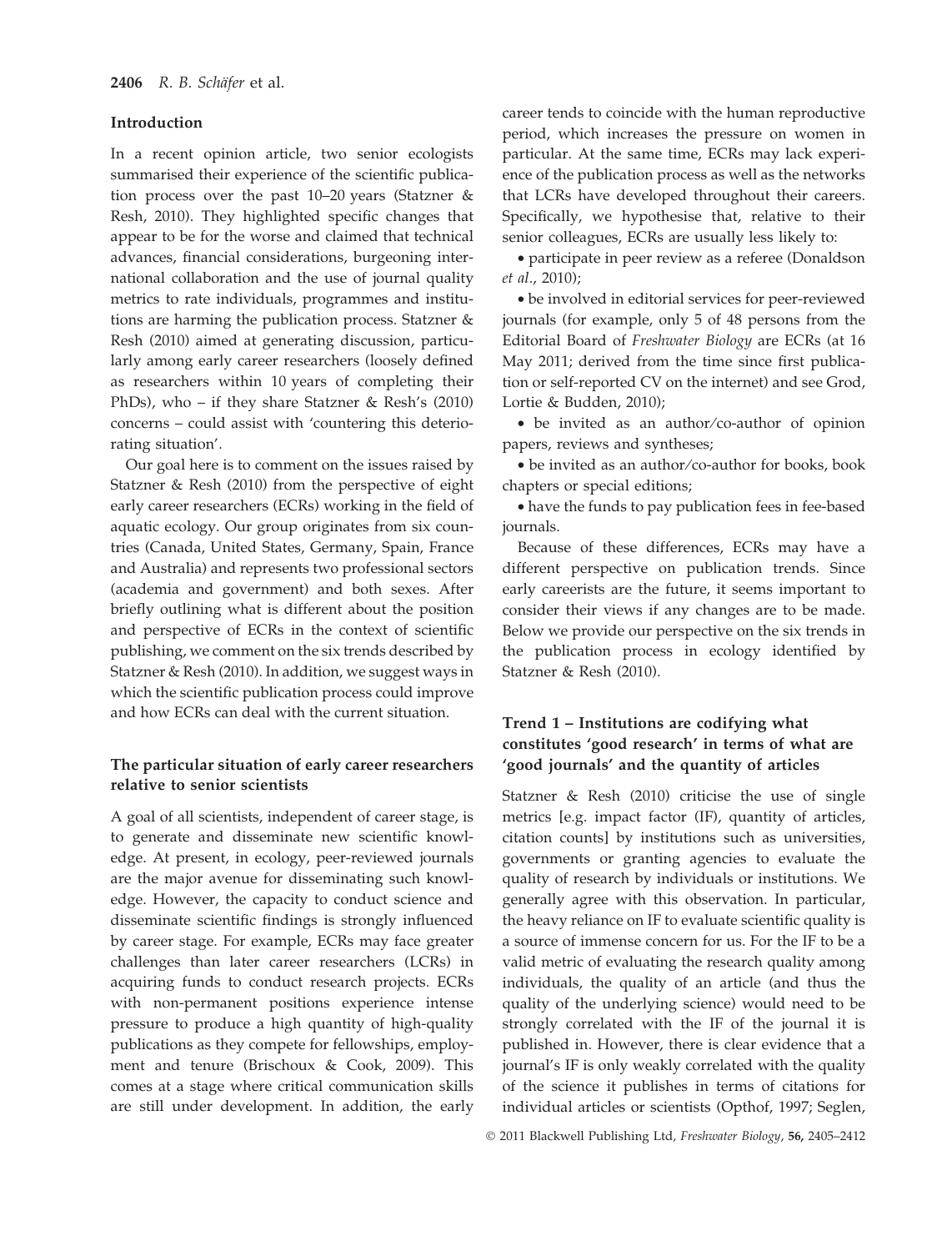## Introduction

In a recent opinion article, two senior ecologists summarised their experience of the scientific publication process over the past 10–20 years (Statzner & Resh, 2010). They highlighted specific changes that appear to be for the worse and claimed that technical advances, financial considerations, burgeoning international collaboration and the use of journal quality metrics to rate individuals, programmes and institutions are harming the publication process. Statzner & Resh (2010) aimed at generating discussion, particularly among early career researchers (loosely defined as researchers within 10 years of completing their PhDs), who – if they share Statzner & Resh's (2010) concerns – could assist with 'countering this deteriorating situation'.

Our goal here is to comment on the issues raised by Statzner & Resh (2010) from the perspective of eight early career researchers (ECRs) working in the field of aquatic ecology. Our group originates from six countries (Canada, United States, Germany, Spain, France and Australia) and represents two professional sectors (academia and government) and both sexes. After briefly outlining what is different about the position and perspective of ECRs in the context of scientific publishing, we comment on the six trends described by Statzner & Resh (2010). In addition, we suggest ways in which the scientific publication process could improve and how ECRs can deal with the current situation.

## The particular situation of early career researchers relative to senior scientists

A goal of all scientists, independent of career stage, is to generate and disseminate new scientific knowledge. At present, in ecology, peer-reviewed journals are the major avenue for disseminating such knowledge. However, the capacity to conduct science and disseminate scientific findings is strongly influenced by career stage. For example, ECRs may face greater challenges than later career researchers (LCRs) in acquiring funds to conduct research projects. ECRs with non-permanent positions experience intense pressure to produce a high quantity of high-quality publications as they compete for fellowships, employment and tenure (Brischoux & Cook, 2009). This comes at a stage where critical communication skills are still under development. In addition, the early career tends to coincide with the human reproductive period, which increases the pressure on women in particular. At the same time, ECRs may lack experience of the publication process as well as the networks that LCRs have developed throughout their careers. Specifically, we hypothesise that, relative to their senior colleagues, ECRs are usually less likely to:

- participate in peer review as a referee (Donaldson *et al.*, 2010);
- be involved in editorial services for peer-reviewed journals (for example, only 5 of 48 persons from the Editorial Board of *Freshwater Biology* are ECRs (at 16 May 2011; derived from the time since first publication or self-reported CV on the internet) and see Grod, Lortie & Budden, 2010);
- be invited as an author/co-author of opinion papers, reviews and syntheses;
- be invited as an author/co-author for books, book chapters or special editions;
- have the funds to pay publication fees in fee-based journals.

Because of these differences, ECRs may have a different perspective on publication trends. Since early careerists are the future, it seems important to consider their views if any changes are to be made. Below we provide our perspective on the six trends in the publication process in ecology identified by Statzner & Resh (2010).

## Trend 1 – Institutions are codifying what constitutes 'good research' in terms of what are 'good journals' and the quantity of articles

Statzner & Resh (2010) criticise the use of single metrics [e.g. impact factor (IF), quantity of articles, citation counts] by institutions such as universities, governments or granting agencies to evaluate the quality of research by individuals or institutions. We generally agree with this observation. In particular, the heavy reliance on IF to evaluate scientific quality is a source of immense concern for us. For the IF to be a valid metric of evaluating the research quality among individuals, the quality of an article (and thus the quality of the underlying science) would need to be strongly correlated with the IF of the journal it is published in. However, there is clear evidence that a journal's IF is only weakly correlated with the quality of the science it publishes in terms of citations for individual articles or scientists (Opthof, 1997; Seglen,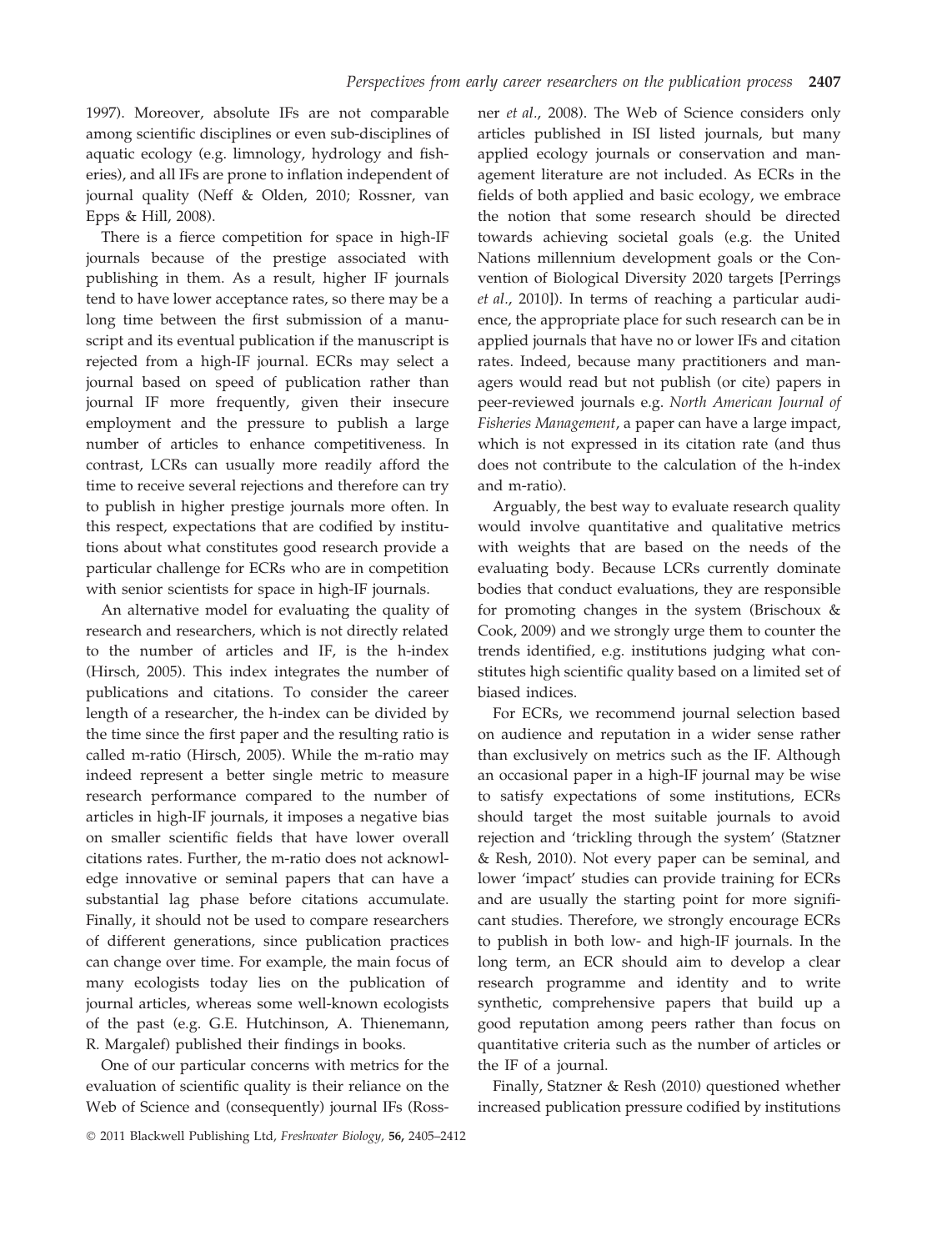1997). Moreover, absolute IFs are not comparable among scientific disciplines or even sub-disciplines of aquatic ecology (e.g. limnology, hydrology and fisheries), and all IFs are prone to inflation independent of journal quality (Neff & Olden, 2010; Rossner, van Epps & Hill, 2008).

There is a fierce competition for space in high-IF journals because of the prestige associated with publishing in them. As a result, higher IF journals tend to have lower acceptance rates, so there may be a long time between the first submission of a manuscript and its eventual publication if the manuscript is rejected from a high-IF journal. ECRs may select a journal based on speed of publication rather than journal IF more frequently, given their insecure employment and the pressure to publish a large number of articles to enhance competitiveness. In contrast, LCRs can usually more readily afford the time to receive several rejections and therefore can try to publish in higher prestige journals more often. In this respect, expectations that are codified by institutions about what constitutes good research provide a particular challenge for ECRs who are in competition with senior scientists for space in high-IF journals.

An alternative model for evaluating the quality of research and researchers, which is not directly related to the number of articles and IF, is the h-index (Hirsch, 2005). This index integrates the number of publications and citations. To consider the career length of a researcher, the h-index can be divided by the time since the first paper and the resulting ratio is called m-ratio (Hirsch, 2005). While the m-ratio may indeed represent a better single metric to measure research performance compared to the number of articles in high-IF journals, it imposes a negative bias on smaller scientific fields that have lower overall citations rates. Further, the m-ratio does not acknowledge innovative or seminal papers that can have a substantial lag phase before citations accumulate. Finally, it should not be used to compare researchers of different generations, since publication practices can change over time. For example, the main focus of many ecologists today lies on the publication of journal articles, whereas some well-known ecologists of the past (e.g. G.E. Hutchinson, A. Thienemann, R. Margalef) published their findings in books.

One of our particular concerns with metrics for the evaluation of scientific quality is their reliance on the Web of Science and (consequently) journal IFs (Rossner *et al.*, 2008). The Web of Science considers only articles published in ISI listed journals, but many applied ecology journals or conservation and management literature are not included. As ECRs in the fields of both applied and basic ecology, we embrace the notion that some research should be directed towards achieving societal goals (e.g. the United Nations millennium development goals or the Convention of Biological Diversity 2020 targets [Perrings *et al.*, 2010]). In terms of reaching a particular audience, the appropriate place for such research can be in applied journals that have no or lower IFs and citation rates. Indeed, because many practitioners and managers would read but not publish (or cite) papers in peer-reviewed journals e.g. *North American Journal of Fisheries Management*, a paper can have a large impact, which is not expressed in its citation rate (and thus does not contribute to the calculation of the h-index and m-ratio).

Arguably, the best way to evaluate research quality would involve quantitative and qualitative metrics with weights that are based on the needs of the evaluating body. Because LCRs currently dominate bodies that conduct evaluations, they are responsible for promoting changes in the system (Brischoux & Cook, 2009) and we strongly urge them to counter the trends identified, e.g. institutions judging what constitutes high scientific quality based on a limited set of biased indices.

For ECRs, we recommend journal selection based on audience and reputation in a wider sense rather than exclusively on metrics such as the IF. Although an occasional paper in a high-IF journal may be wise to satisfy expectations of some institutions, ECRs should target the most suitable journals to avoid rejection and 'trickling through the system' (Statzner & Resh, 2010). Not every paper can be seminal, and lower 'impact' studies can provide training for ECRs and are usually the starting point for more significant studies. Therefore, we strongly encourage ECRs to publish in both low- and high-IF journals. In the long term, an ECR should aim to develop a clear research programme and identity and to write synthetic, comprehensive papers that build up a good reputation among peers rather than focus on quantitative criteria such as the number of articles or the IF of a journal.

Finally, Statzner & Resh (2010) questioned whether increased publication pressure codified by institutions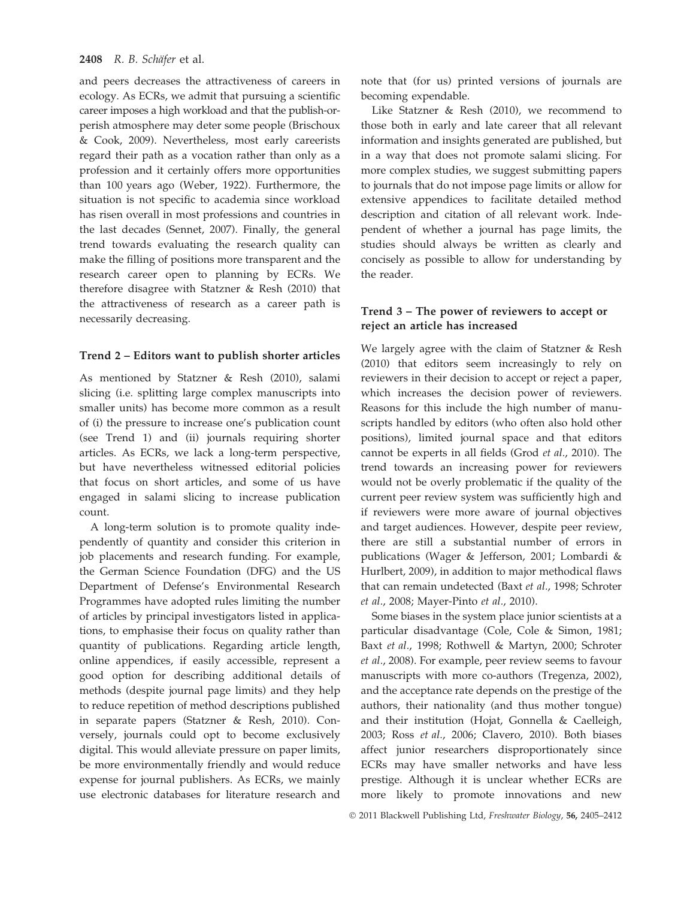and peers decreases the attractiveness of careers in ecology. As ECRs, we admit that pursuing a scientific career imposes a high workload and that the publish-or-perish atmosphere may deter some people (Brischoux & Cook, 2009). Nevertheless, most early careerists regard their path as a vocation rather than only as a profession and it certainly offers more opportunities than 100 years ago (Weber, 1922). Furthermore, the situation is not specific to academia since workload has risen overall in most professions and countries in the last decades (Sennet, 2007). Finally, the general trend towards evaluating the research quality can make the filling of positions more transparent and the research career open to planning by ECRs. We therefore disagree with Statzner & Resh (2010) that the attractiveness of research as a career path is necessarily decreasing.

### Trend 2 – Editors want to publish shorter articles

As mentioned by Statzner & Resh (2010), salami slicing (i.e. splitting large complex manuscripts into smaller units) has become more common as a result of (i) the pressure to increase one's publication count (see Trend 1) and (ii) journals requiring shorter articles. As ECRs, we lack a long-term perspective, but have nevertheless witnessed editorial policies that focus on short articles, and some of us have engaged in salami slicing to increase publication count.

A long-term solution is to promote quality independently of quantity and consider this criterion in job placements and research funding. For example, the German Science Foundation (DFG) and the US Department of Defense's Environmental Research Programmes have adopted rules limiting the number of articles by principal investigators listed in applications, to emphasise their focus on quality rather than quantity of publications. Regarding article length, online appendices, if easily accessible, represent a good option for describing additional details of methods (despite journal page limits) and they help to reduce repetition of method descriptions published in separate papers (Statzner & Resh, 2010). Conversely, journals could opt to become exclusively digital. This would alleviate pressure on paper limits, be more environmentally friendly and would reduce expense for journal publishers. As ECRs, we mainly use electronic databases for literature research and note that (for us) printed versions of journals are becoming expendable.

Like Statzner & Resh (2010), we recommend to those both in early and late career that all relevant information and insights generated are published, but in a way that does not promote salami slicing. For more complex studies, we suggest submitting papers to journals that do not impose page limits or allow for extensive appendices to facilitate detailed method description and citation of all relevant work. Independent of whether a journal has page limits, the studies should always be written as clearly and concisely as possible to allow for understanding by the reader.

### Trend 3 – The power of reviewers to accept or reject an article has increased

We largely agree with the claim of Statzner & Resh (2010) that editors seem increasingly to rely on reviewers in their decision to accept or reject a paper, which increases the decision power of reviewers. Reasons for this include the high number of manuscripts handled by editors (who often also hold other positions), limited journal space and that editors cannot be experts in all fields (Grod *et al.*, 2010). The trend towards an increasing power for reviewers would not be overly problematic if the quality of the current peer review system was sufficiently high and if reviewers were more aware of journal objectives and target audiences. However, despite peer review, there are still a substantial number of errors in publications (Wager & Jefferson, 2001; Lombardi & Hurlbert, 2009), in addition to major methodical flaws that can remain undetected (Baxt *et al.*, 1998; Schroter *et al.*, 2008; Mayer-Pinto *et al.*, 2010).

Some biases in the system place junior scientists at a particular disadvantage (Cole, Cole & Simon, 1981; Baxt *et al.*, 1998; Rothwell & Martyn, 2000; Schroter *et al.*, 2008). For example, peer review seems to favour manuscripts with more co-authors (Tregenza, 2002), and the acceptance rate depends on the prestige of the authors, their nationality (and thus mother tongue) and their institution (Hojat, Gonnella & Caelleigh, 2003; Ross *et al.*, 2006; Clavero, 2010). Both biases affect junior researchers disproportionately since ECRs may have smaller networks and have less prestige. Although it is unclear whether ECRs are more likely to promote innovations and new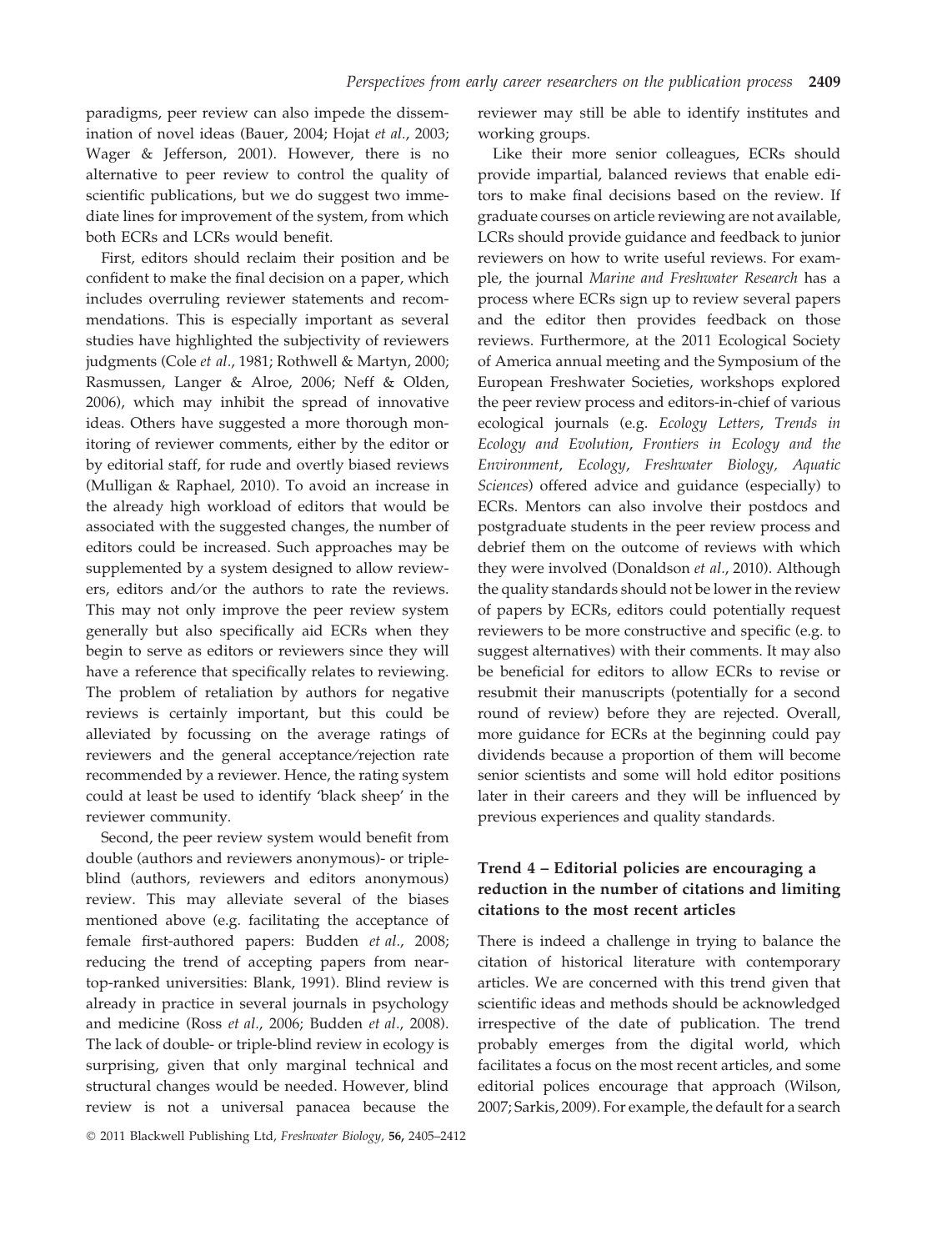paradigms, peer review can also impede the dissemination of novel ideas (Bauer, 2004; Hojat *et al.*, 2003; Wager & Jefferson, 2001). However, there is no alternative to peer review to control the quality of scientific publications, but we do suggest two immediate lines for improvement of the system, from which both ECRs and LCRs would benefit.

First, editors should reclaim their position and be confident to make the final decision on a paper, which includes overruling reviewer statements and recommendations. This is especially important as several studies have highlighted the subjectivity of reviewers judgments (Cole *et al.*, 1981; Rothwell & Martyn, 2000; Rasmussen, Langer & Alroe, 2006; Neff & Olden, 2006), which may inhibit the spread of innovative ideas. Others have suggested a more thorough monitoring of reviewer comments, either by the editor or by editorial staff, for rude and overtly biased reviews (Mulligan & Raphael, 2010). To avoid an increase in the already high workload of editors that would be associated with the suggested changes, the number of editors could be increased. Such approaches may be supplemented by a system designed to allow reviewers, editors and/or the authors to rate the reviews. This may not only improve the peer review system generally but also specifically aid ECRs when they begin to serve as editors or reviewers since they will have a reference that specifically relates to reviewing. The problem of retaliation by authors for negative reviews is certainly important, but this could be alleviated by focussing on the average ratings of reviewers and the general acceptance/rejection rate recommended by a reviewer. Hence, the rating system could at least be used to identify 'black sheep' in the reviewer community.

Second, the peer review system would benefit from double (authors and reviewers anonymous)- or triple-blind (authors, reviewers and editors anonymous) review. This may alleviate several of the biases mentioned above (e.g. facilitating the acceptance of female first-authored papers: Budden *et al.*, 2008; reducing the trend of accepting papers from near-top-ranked universities: Blank, 1991). Blind review is already in practice in several journals in psychology and medicine (Ross *et al.*, 2006; Budden *et al.*, 2008). The lack of double- or triple-blind review in ecology is surprising, given that only marginal technical and structural changes would be needed. However, blind review is not a universal panacea because the reviewer may still be able to identify institutes and working groups.

Like their more senior colleagues, ECRs should provide impartial, balanced reviews that enable editors to make final decisions based on the review. If graduate courses on article reviewing are not available, LCRs should provide guidance and feedback to junior reviewers on how to write useful reviews. For example, the journal *Marine and Freshwater Research* has a process where ECRs sign up to review several papers and the editor then provides feedback on those reviews. Furthermore, at the 2011 Ecological Society of America annual meeting and the Symposium of the European Freshwater Societies, workshops explored the peer review process and editors-in-chief of various ecological journals (e.g. *Ecology Letters*, *Trends in Ecology and Evolution*, *Frontiers in Ecology and the Environment*, *Ecology*, *Freshwater Biology*, *Aquatic Sciences*) offered advice and guidance (especially) to ECRs. Mentors can also involve their postdocs and postgraduate students in the peer review process and debrief them on the outcome of reviews with which they were involved (Donaldson *et al.*, 2010). Although the quality standards should not be lower in the review of papers by ECRs, editors could potentially request reviewers to be more constructive and specific (e.g. to suggest alternatives) with their comments. It may also be beneficial for editors to allow ECRs to revise or resubmit their manuscripts (potentially for a second round of review) before they are rejected. Overall, more guidance for ECRs at the beginning could pay dividends because a proportion of them will become senior scientists and some will hold editor positions later in their careers and they will be influenced by previous experiences and quality standards.

### Trend 4 – Editorial policies are encouraging a reduction in the number of citations and limiting citations to the most recent articles

There is indeed a challenge in trying to balance the citation of historical literature with contemporary articles. We are concerned with this trend given that scientific ideas and methods should be acknowledged irrespective of the date of publication. The trend probably emerges from the digital world, which facilitates a focus on the most recent articles, and some editorial polices encourage that approach (Wilson, 2007; Sarkis, 2009). For example, the default for a search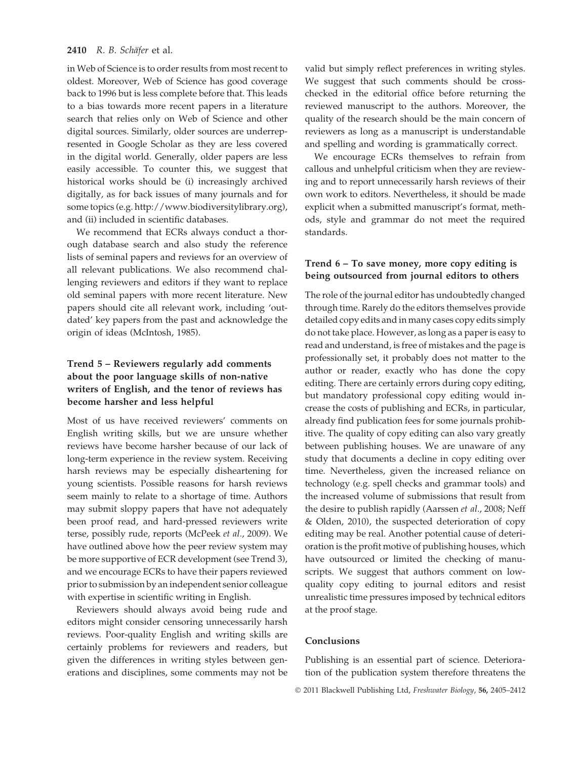in Web of Science is to order results from most recent to oldest. Moreover, Web of Science has good coverage back to 1996 but is less complete before that. This leads to a bias towards more recent papers in a literature search that relies only on Web of Science and other digital sources. Similarly, older sources are underrepresented in Google Scholar as they are less covered in the digital world. Generally, older papers are less easily accessible. To counter this, we suggest that historical works should be (i) increasingly archived digitally, as for back issues of many journals and for some topics (e.g. http://www.biodiversitylibrary.org), and (ii) included in scientific databases.

We recommend that ECRs always conduct a thorough database search and also study the reference lists of seminal papers and reviews for an overview of all relevant publications. We also recommend challenging reviewers and editors if they want to replace old seminal papers with more recent literature. New papers should cite all relevant work, including 'outdated' key papers from the past and acknowledge the origin of ideas (McIntosh, 1985).

### Trend 5 – Reviewers regularly add comments about the poor language skills of non-native writers of English, and the tenor of reviews has become harsher and less helpful

Most of us have received reviewers' comments on English writing skills, but we are unsure whether reviews have become harsher because of our lack of long-term experience in the review system. Receiving harsh reviews may be especially disheartening for young scientists. Possible reasons for harsh reviews seem mainly to relate to a shortage of time. Authors may submit sloppy papers that have not adequately been proof read, and hard-pressed reviewers write terse, possibly rude, reports (McPeek *et al*., 2009). We have outlined above how the peer review system may be more supportive of ECR development (see Trend 3), and we encourage ECRs to have their papers reviewed prior to submission by an independent senior colleague with expertise in scientific writing in English.

Reviewers should always avoid being rude and editors might consider censoring unnecessarily harsh reviews. Poor-quality English and writing skills are certainly problems for reviewers and readers, but given the differences in writing styles between generations and disciplines, some comments may not be valid but simply reflect preferences in writing styles. We suggest that such comments should be cross-checked in the editorial office before returning the reviewed manuscript to the authors. Moreover, the quality of the research should be the main concern of reviewers as long as a manuscript is understandable and spelling and wording is grammatically correct.

We encourage ECRs themselves to refrain from callous and unhelpful criticism when they are reviewing and to report unnecessarily harsh reviews of their own work to editors. Nevertheless, it should be made explicit when a submitted manuscript's format, methods, style and grammar do not meet the required standards.

### Trend 6 – To save money, more copy editing is being outsourced from journal editors to others

The role of the journal editor has undoubtedly changed through time. Rarely do the editors themselves provide detailed copy edits and in many cases copy edits simply do not take place. However, as long as a paper is easy to read and understand, is free of mistakes and the page is professionally set, it probably does not matter to the author or reader, exactly who has done the copy editing. There are certainly errors during copy editing, but mandatory professional copy editing would increase the costs of publishing and ECRs, in particular, already find publication fees for some journals prohibitive. The quality of copy editing can also vary greatly between publishing houses. We are unaware of any study that documents a decline in copy editing over time. Nevertheless, given the increased reliance on technology (e.g. spell checks and grammar tools) and the increased volume of submissions that result from the desire to publish rapidly (Aarssen *et al*., 2008; Neff & Olden, 2010), the suspected deterioration of copy editing may be real. Another potential cause of deterioration is the profit motive of publishing houses, which have outsourced or limited the checking of manuscripts. We suggest that authors comment on low-quality copy editing to journal editors and resist unrealistic time pressures imposed by technical editors at the proof stage.

### Conclusions

Publishing is an essential part of science. Deterioration of the publication system therefore threatens the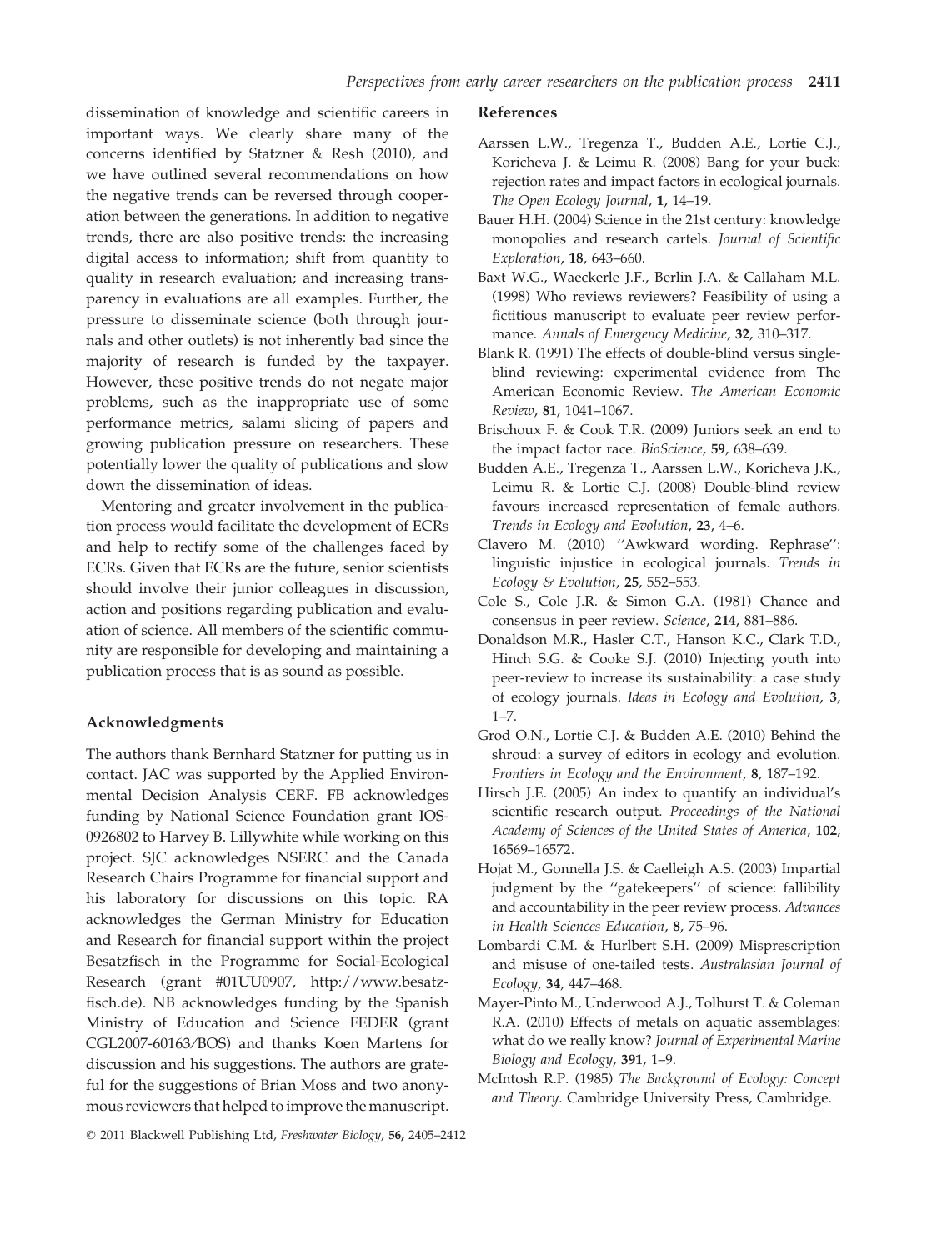dissemination of knowledge and scientific careers in important ways. We clearly share many of the concerns identified by Statzner & Resh (2010), and we have outlined several recommendations on how the negative trends can be reversed through cooperation between the generations. In addition to negative trends, there are also positive trends: the increasing digital access to information; shift from quantity to quality in research evaluation; and increasing transparency in evaluations are all examples. Further, the pressure to disseminate science (both through journals and other outlets) is not inherently bad since the majority of research is funded by the taxpayer. However, these positive trends do not negate major problems, such as the inappropriate use of some performance metrics, salami slicing of papers and growing publication pressure on researchers. These potentially lower the quality of publications and slow down the dissemination of ideas.

Mentoring and greater involvement in the publication process would facilitate the development of ECRs and help to rectify some of the challenges faced by ECRs. Given that ECRs are the future, senior scientists should involve their junior colleagues in discussion, action and positions regarding publication and evaluation of science. All members of the scientific community are responsible for developing and maintaining a publication process that is as sound as possible.

## Acknowledgments

The authors thank Bernhard Statzner for putting us in contact. JAC was supported by the Applied Environmental Decision Analysis CERF. FB acknowledges funding by National Science Foundation grant IOS-0926802 to Harvey B. Lillywhite while working on this project. SJC acknowledges NSERC and the Canada Research Chairs Programme for financial support and his laboratory for discussions on this topic. RA acknowledges the German Ministry for Education and Research for financial support within the project Besatzfisch in the Programme for Social-Ecological Research (grant #01UU0907, http://www.besatzfisch.de). NB acknowledges funding by the Spanish Ministry of Education and Science FEDER (grant CGL2007-60163/BOS) and thanks Koen Martens for discussion and his suggestions. The authors are grateful for the suggestions of Brian Moss and two anonymous reviewers that helped to improve the manuscript.

## References

Aarssen L.W., Tregenza T., Budden A.E., Lortie C.J., Koricheva J. & Leimu R. (2008) Bang for your buck: rejection rates and impact factors in ecological journals. *The Open Ecology Journal*, **1**, 14–19.

Bauer H.H. (2004) Science in the 21st century: knowledge monopolies and research cartels. *Journal of Scientific Exploration*, **18**, 643–660.

Baxt W.G., Waeckerle J.F., Berlin J.A. & Callaham M.L. (1998) Who reviews reviewers? Feasibility of using a fictitious manuscript to evaluate peer review performance. *Annals of Emergency Medicine*, **32**, 310–317.

Blank R. (1991) The effects of double-blind versus single-blind reviewing: experimental evidence from The American Economic Review. *The American Economic Review*, **81**, 1041–1067.

Brischoux F. & Cook T.R. (2009) Juniors seek an end to the impact factor race. *BioScience*, **59**, 638–639.

Budden A.E., Tregenza T., Aarssen L.W., Koricheva J.K., Leimu R. & Lortie C.J. (2008) Double-blind review favours increased representation of female authors. *Trends in Ecology and Evolution*, **23**, 4–6.

Clavero M. (2010) ''Awkward wording. Rephrase'': linguistic injustice in ecological journals. *Trends in Ecology & Evolution*, **25**, 552–553.

Cole S., Cole J.R. & Simon G.A. (1981) Chance and consensus in peer review. *Science*, **214**, 881–886.

Donaldson M.R., Hasler C.T., Hanson K.C., Clark T.D., Hinch S.G. & Cooke S.J. (2010) Injecting youth into peer-review to increase its sustainability: a case study of ecology journals. *Ideas in Ecology and Evolution*, **3**, 1–7.

Grod O.N., Lortie C.J. & Budden A.E. (2010) Behind the shroud: a survey of editors in ecology and evolution. *Frontiers in Ecology and the Environment*, **8**, 187–192.

Hirsch J.E. (2005) An index to quantify an individual's scientific research output. *Proceedings of the National Academy of Sciences of the United States of America*, **102**, 16569–16572.

Hojat M., Gonnella J.S. & Caelleigh A.S. (2003) Impartial judgment by the ''gatekeepers'' of science: fallibility and accountability in the peer review process. *Advances in Health Sciences Education*, **8**, 75–96.

Lombardi C.M. & Hurlbert S.H. (2009) Misprescription and misuse of one-tailed tests. *Australasian Journal of Ecology*, **34**, 447–468.

Mayer-Pinto M., Underwood A.J., Tolhurst T. & Coleman R.A. (2010) Effects of metals on aquatic assemblages: what do we really know? *Journal of Experimental Marine Biology and Ecology*, **391**, 1–9.

McIntosh R.P. (1985) *The Background of Ecology: Concept and Theory*. Cambridge University Press, Cambridge.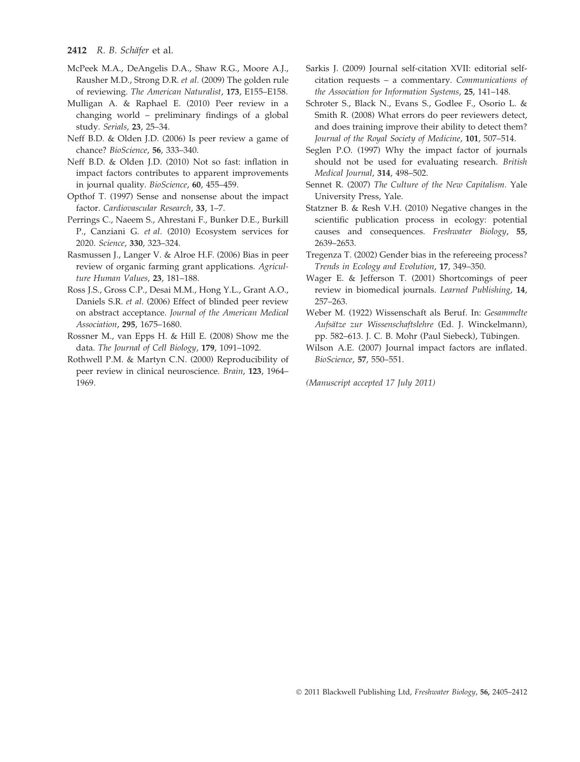McPeek M.A., DeAngelis D.A., Shaw R.G., Moore A.J., Rausher M.D., Strong D.R. *et al.* (2009) The golden rule of reviewing. *The American Naturalist*, **173**, E155–E158.

Mulligan A. & Raphael E. (2010) Peer review in a changing world – preliminary findings of a global study. *Serials*, **23**, 25–34.

Neff B.D. & Olden J.D. (2006) Is peer review a game of chance? *BioScience*, **56**, 333–340.

Neff B.D. & Olden J.D. (2010) Not so fast: inflation in impact factors contributes to apparent improvements in journal quality. *BioScience*, **60**, 455–459.

Opthof T. (1997) Sense and nonsense about the impact factor. *Cardiovascular Research*, **33**, 1–7.

Perrings C., Naeem S., Ahrestani F., Bunker D.E., Burkill P., Canziani G. *et al.* (2010) Ecosystem services for 2020. *Science*, **330**, 323–324.

Rasmussen J., Langer V. & Alroe H.F. (2006) Bias in peer review of organic farming grant applications. *Agriculture Human Values*, **23**, 181–188.

Ross J.S., Gross C.P., Desai M.M., Hong Y.L., Grant A.O., Daniels S.R. *et al.* (2006) Effect of blinded peer review on abstract acceptance. *Journal of the American Medical Association*, **295**, 1675–1680.

Rossner M., van Epps H. & Hill E. (2008) Show me the data. *The Journal of Cell Biology*, **179**, 1091–1092.

Rothwell P.M. & Martyn C.N. (2000) Reproducibility of peer review in clinical neuroscience. *Brain*, **123**, 1964–1969.

Sarkis J. (2009) Journal self-citation XVII: editorial self-citation requests – a commentary. *Communications of the Association for Information Systems*, **25**, 141–148.

Schroter S., Black N., Evans S., Godlee F., Osorio L. & Smith R. (2008) What errors do peer reviewers detect, and does training improve their ability to detect them? *Journal of the Royal Society of Medicine*, **101**, 507–514.

Seglen P.O. (1997) Why the impact factor of journals should not be used for evaluating research. *British Medical Journal*, **314**, 498–502.

Sennet R. (2007) *The Culture of the New Capitalism*. Yale University Press, Yale.

Statzner B. & Resh V.H. (2010) Negative changes in the scientific publication process in ecology: potential causes and consequences. *Freshwater Biology*, **55**, 2639–2653.

Tregenza T. (2002) Gender bias in the refereeing process? *Trends in Ecology and Evolution*, **17**, 349–350.

Wager E. & Jefferson T. (2001) Shortcomings of peer review in biomedical journals. *Learned Publishing*, **14**, 257–263.

Weber M. (1922) Wissenschaft als Beruf. In: *Gesammelte Aufsätze zur Wissenschaftslehre* (Ed. J. Winckelmann), pp. 582–613. J. C. B. Mohr (Paul Siebeck), Tübingen.

Wilson A.E. (2007) Journal impact factors are inflated. *BioScience*, **57**, 550–551.

*(Manuscript accepted 17 July 2011)*